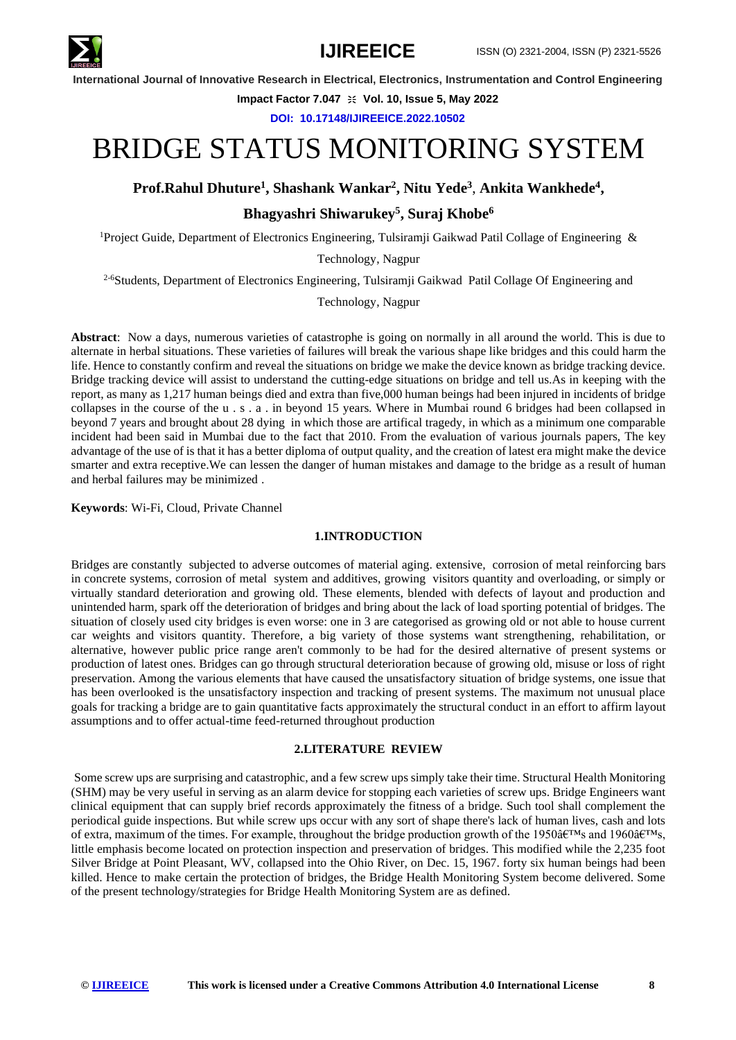# BRIDGE STATUS MONITORING SYSTEM

**Prof.Rahul Dhuture[1], Shashank Wankar[2], Nitu Yede[3], Ankita Wankhede[4], Bhagyashri Shiwarukey[5], Suraj Khobe[6]**

[1]Project Guide, Department of Electronics Engineering, Tulsiramji Gaikwad Patil Collage of Engineering & Technology, Nagpur

[2-6]Students, Department of Electronics Engineering, Tulsiramji Gaikwad Patil Collage Of Engineering and Technology, Nagpur

**Abstract**: Now a days, numerous varieties of catastrophe is going on normally in all around the world. This is due to alternate in herbal situations. These varieties of failures will break the various shape like bridges and this could harm the life. Hence to constantly confirm and reveal the situations on bridge we make the device known as bridge tracking device. Bridge tracking device will assist to understand the cutting-edge situations on bridge and tell us.As in keeping with the report, as many as 1,217 human beings died and extra than five,000 human beings had been injured in incidents of bridge collapses in the course of the u . s . a . in beyond 15 years. Where in Mumbai round 6 bridges had been collapsed in beyond 7 years and brought about 28 dying in which those are artifical tragedy, in which as a minimum one comparable incident had been said in Mumbai due to the fact that 2010. From the evaluation of various journals papers, The key advantage of the use of is that it has a better diploma of output quality, and the creation of latest era might make the device smarter and extra receptive.We can lessen the danger of human mistakes and damage to the bridge as a result of human and herbal failures may be minimized .

**Keywords**: Wi-Fi, Cloud, Private Channel

## 1.INTRODUCTION

Bridges are constantly subjected to adverse outcomes of material aging. extensive, corrosion of metal reinforcing bars in concrete systems, corrosion of metal system and additives, growing visitors quantity and overloading, or simply or virtually standard deterioration and growing old. These elements, blended with defects of layout and production and unintended harm, spark off the deterioration of bridges and bring about the lack of load sporting potential of bridges. The situation of closely used city bridges is even worse: one in 3 are categorised as growing old or not able to house current car weights and visitors quantity. Therefore, a big variety of those systems want strengthening, rehabilitation, or alternative, however public price range aren't commonly to be had for the desired alternative of present systems or production of latest ones. Bridges can go through structural deterioration because of growing old, misuse or loss of right preservation. Among the various elements that have caused the unsatisfactory situation of bridge systems, one issue that has been overlooked is the unsatisfactory inspection and tracking of present systems. The maximum not unusual place goals for tracking a bridge are to gain quantitative facts approximately the structural conduct in an effort to affirm layout assumptions and to offer actual-time feed-returned throughout production

## 2.LITERATURE REVIEW

Some screw ups are surprising and catastrophic, and a few screw ups simply take their time. Structural Health Monitoring (SHM) may be very useful in serving as an alarm device for stopping each varieties of screw ups. Bridge Engineers want clinical equipment that can supply brief records approximately the fitness of a bridge. Such tool shall complement the periodical guide inspections. But while screw ups occur with any sort of shape there's lack of human lives, cash and lots of extra, maximum of the times. For example, throughout the bridge production growth of the 1950â€™s and 1960â€™s, little emphasis become located on protection inspection and preservation of bridges. This modified while the 2,235 foot Silver Bridge at Point Pleasant, WV, collapsed into the Ohio River, on Dec. 15, 1967. forty six human beings had been killed. Hence to make certain the protection of bridges, the Bridge Health Monitoring System become delivered. Some of the present technology/strategies for Bridge Health Monitoring System are as defined.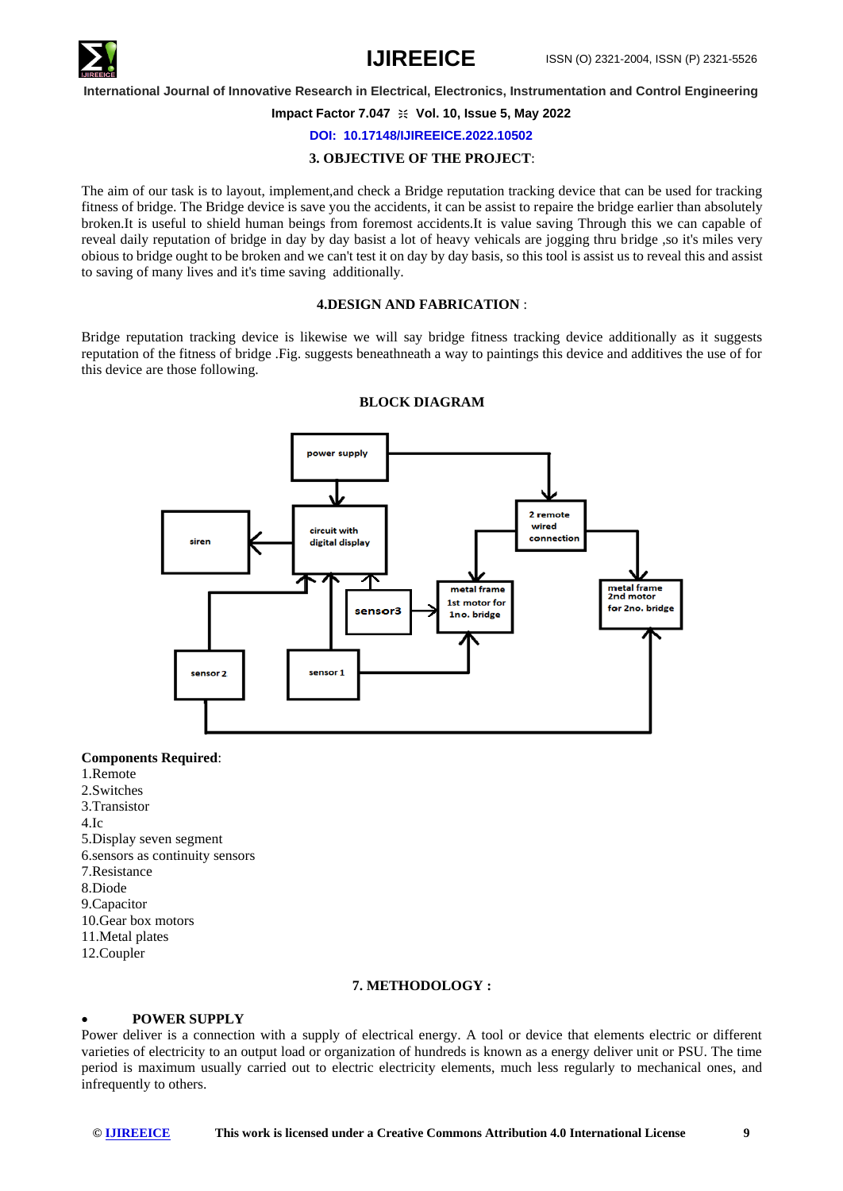### 3. OBJECTIVE OF THE PROJECT:

The aim of our task is to layout, implement,and check a Bridge reputation tracking device that can be used for tracking fitness of bridge. The Bridge device is save you the accidents, it can be assist to repaire the bridge earlier than absolutely broken.It is useful to shield human beings from foremost accidents.It is value saving Through this we can capable of reveal daily reputation of bridge in day by day basist a lot of heavy vehicals are jogging thru bridge ,so it's miles very obious to bridge ought to be broken and we can't test it on day by day basis, so this tool is assist us to reveal this and assist to saving of many lives and it's time saving additionally.

### 4.DESIGN AND FABRICATION :

Bridge reputation tracking device is likewise we will say bridge fitness tracking device additionally as it suggests reputation of the fitness of bridge .Fig. suggests beneathneath a way to paintings this device and additives the use of for this device are those following.

**BLOCK DIAGRAM**

**Components Required**:

1.Remote
2.Switches
3.Transistor
4.Ic
5.Display seven segment
6.sensors as continuity sensors
7.Resistance
8.Diode
9.Capacitor
10.Gear box motors
11.Metal plates
12.Coupler

### 7. METHODOLOGY :

- **POWER SUPPLY**

Power deliver is a connection with a supply of electrical energy. A tool or device that elements electric or different varieties of electricity to an output load or organization of hundreds is known as a energy deliver unit or PSU. The time period is maximum usually carried out to electric electricity elements, much less regularly to mechanical ones, and infrequently to others.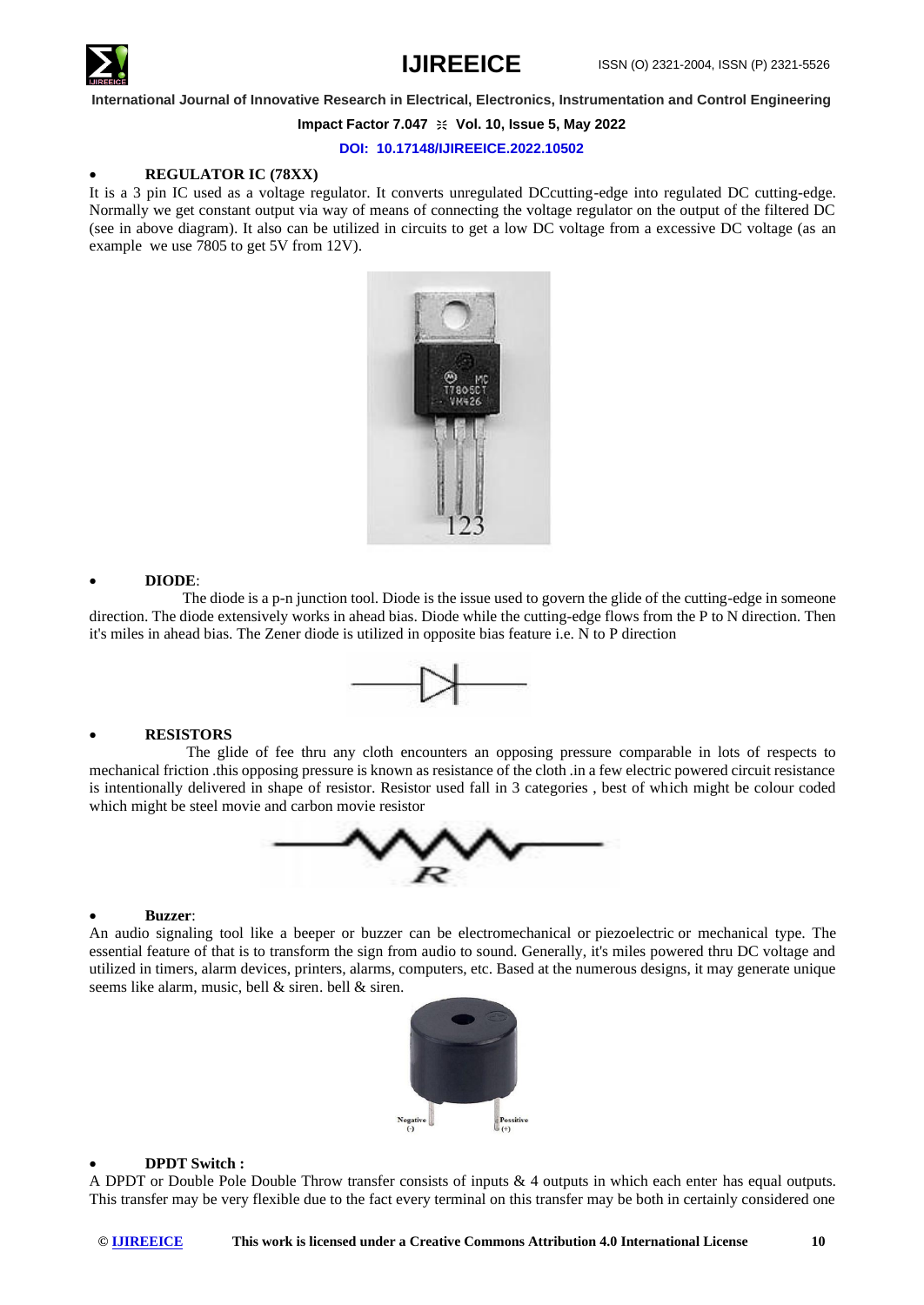- **REGULATOR IC (78XX)**

It is a 3 pin IC used as a voltage regulator. It converts unregulated DCcutting-edge into regulated DC cutting-edge. Normally we get constant output via way of means of connecting the voltage regulator on the output of the filtered DC (see in above diagram). It also can be utilized in circuits to get a low DC voltage from a excessive DC voltage (as an example we use 7805 to get 5V from 12V).

- **DIODE**:

The diode is a p-n junction tool. Diode is the issue used to govern the glide of the cutting-edge in someone direction. The diode extensively works in ahead bias. Diode while the cutting-edge flows from the P to N direction. Then it's miles in ahead bias. The Zener diode is utilized in opposite bias feature i.e. N to P direction

- **RESISTORS**

The glide of fee thru any cloth encounters an opposing pressure comparable in lots of respects to mechanical friction .this opposing pressure is known as resistance of the cloth .in a few electric powered circuit resistance is intentionally delivered in shape of resistor. Resistor used fall in 3 categories , best of which might be colour coded which might be steel movie and carbon movie resistor

- **Buzzer**:

An audio signaling tool like a beeper or buzzer can be electromechanical or piezoelectric or mechanical type. The essential feature of that is to transform the sign from audio to sound. Generally, it's miles powered thru DC voltage and utilized in timers, alarm devices, printers, alarms, computers, etc. Based at the numerous designs, it may generate unique seems like alarm, music, bell & siren. bell & siren.

- **DPDT Switch :**

A DPDT or Double Pole Double Throw transfer consists of inputs & 4 outputs in which each enter has equal outputs. This transfer may be very flexible due to the fact every terminal on this transfer may be both in certainly considered one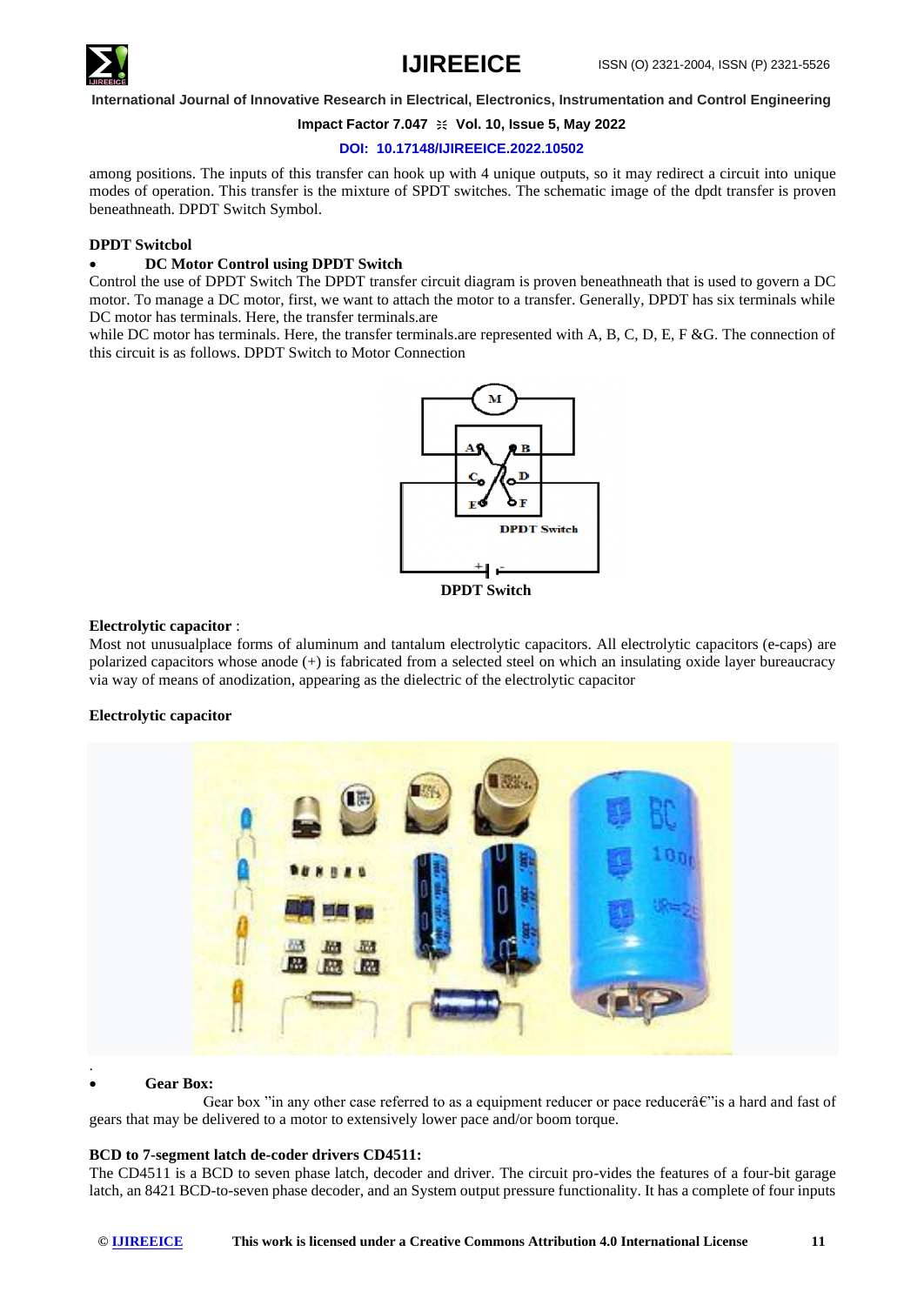among positions. The inputs of this transfer can hook up with 4 unique outputs, so it may redirect a circuit into unique modes of operation. This transfer is the mixture of SPDT switches. The schematic image of the dpdt transfer is proven beneathneath. DPDT Switch Symbol.

**DPDT Switcbol**

- **DC Motor Control using DPDT Switch**

Control the use of DPDT Switch The DPDT transfer circuit diagram is proven beneathneath that is used to govern a DC motor. To manage a DC motor, first, we want to attach the motor to a transfer. Generally, DPDT has six terminals while DC motor has terminals. Here, the transfer terminals.are

while DC motor has terminals. Here, the transfer terminals.are represented with A, B, C, D, E, F &G. The connection of this circuit is as follows. DPDT Switch to Motor Connection

**DPDT Switch**

**Electrolytic capacitor** :

Most not unusualplace forms of aluminum and tantalum electrolytic capacitors. All electrolytic capacitors (e-caps) are polarized capacitors whose anode (+) is fabricated from a selected steel on which an insulating oxide layer bureaucracy via way of means of anodization, appearing as the dielectric of the electrolytic capacitor

**Electrolytic capacitor**

.

- **Gear Box:**

Gear box "in any other case referred to as a equipment reducer or pace reducerâ€"is a hard and fast of gears that may be delivered to a motor to extensively lower pace and/or boom torque.

**BCD to 7-segment latch de-coder drivers CD4511:**

The CD4511 is a BCD to seven phase latch, decoder and driver. The circuit pro-vides the features of a four-bit garage latch, an 8421 BCD-to-seven phase decoder, and an System output pressure functionality. It has a complete of four inputs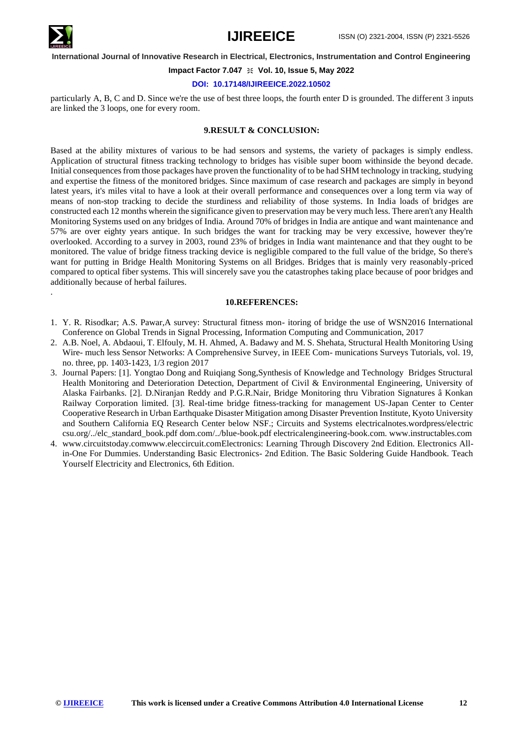particularly A, B, C and D. Since we're the use of best three loops, the fourth enter D is grounded. The different 3 inputs are linked the 3 loops, one for every room.

## 9.RESULT & CONCLUSION:

Based at the ability mixtures of various to be had sensors and systems, the variety of packages is simply endless. Application of structural fitness tracking technology to bridges has visible super boom withinside the beyond decade. Initial consequences from those packages have proven the functionality of to be had SHM technology in tracking, studying and expertise the fitness of the monitored bridges. Since maximum of case research and packages are simply in beyond latest years, it's miles vital to have a look at their overall performance and consequences over a long term via way of means of non-stop tracking to decide the sturdiness and reliability of those systems. In India loads of bridges are constructed each 12 months wherein the significance given to preservation may be very much less. There aren't any Health Monitoring Systems used on any bridges of India. Around 70% of bridges in India are antique and want maintenance and 57% are over eighty years antique. In such bridges the want for tracking may be very excessive, however they're overlooked. According to a survey in 2003, round 23% of bridges in India want maintenance and that they ought to be monitored. The value of bridge fitness tracking device is negligible compared to the full value of the bridge, So there's want for putting in Bridge Health Monitoring Systems on all Bridges. Bridges that is mainly very reasonably-priced compared to optical fiber systems. This will sincerely save you the catastrophes taking place because of poor bridges and additionally because of herbal failures.

.

## 10.REFERENCES:

1. Y. R. Risodkar; A.S. Pawar,A survey: Structural fitness mon- itoring of bridge the use of WSN2016 International Conference on Global Trends in Signal Processing, Information Computing and Communication, 2017
2. A.B. Noel, A. Abdaoui, T. Elfouly, M. H. Ahmed, A. Badawy and M. S. Shehata, Structural Health Monitoring Using Wire- much less Sensor Networks: A Comprehensive Survey, in IEEE Com- munications Surveys Tutorials, vol. 19, no. three, pp. 1403-1423, 1/3 region 2017
3. Journal Papers: [1]. Yongtao Dong and Ruiqiang Song,Synthesis of Knowledge and Technology Bridges Structural Health Monitoring and Deterioration Detection, Department of Civil & Environmental Engineering, University of Alaska Fairbanks. [2]. D.Niranjan Reddy and P.G.R.Nair, Bridge Monitoring thru Vibration Signatures â Konkan Railway Corporation limited. [3]. Real-time bridge fitness-tracking for management US-Japan Center to Center Cooperative Research in Urban Earthquake Disaster Mitigation among Disaster Prevention Institute, Kyoto University and Southern California EQ Research Center below NSF.; Circuits and Systems electricalnotes.wordpress/electric csu.org/../elc_standard_book.pdf dom.com/../blue-book.pdf electricalengineering-book.com. www.instructables.com
4. www.circuitstoday.comwww.eleccircuit.comElectronics: Learning Through Discovery 2nd Edition. Electronics All-in-One For Dummies. Understanding Basic Electronics- 2nd Edition. The Basic Soldering Guide Handbook. Teach Yourself Electricity and Electronics, 6th Edition.